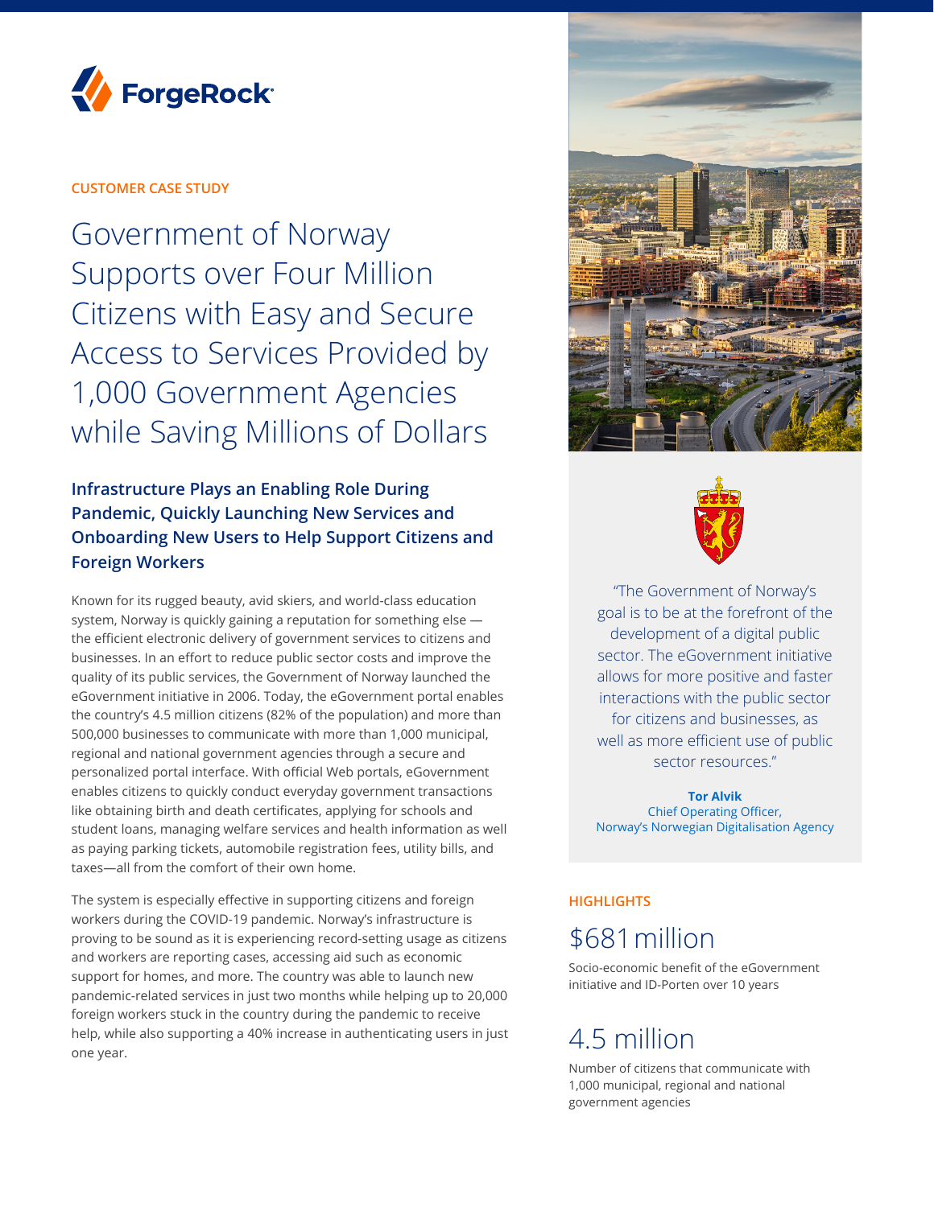ForgeRock

CUSTOMER CASE STUDY

# Government of Norway Supports over Four Million Citizens with Easy and Secure Access to Services Provided by 1,000 Government Agencies while Saving Millions of Dollars

## Infrastructure Plays an Enabling Role During Pandemic, Quickly Launching New Services and Onboarding New Users to Help Support Citizens and Foreign Workers

Known for its rugged beauty, avid skiers, and world-class education system, Norway is quickly gaining a reputation for something else — the efficient electronic delivery of government services to citizens and businesses. In an effort to reduce public sector costs and improve the quality of its public services, the Government of Norway launched the eGovernment initiative in 2006. Today, the eGovernment portal enables the country's 4.5 million citizens (82% of the population) and more than 500,000 businesses to communicate with more than 1,000 municipal, regional and national government agencies through a secure and personalized portal interface. With official Web portals, eGovernment enables citizens to quickly conduct everyday government transactions like obtaining birth and death certificates, applying for schools and student loans, managing welfare services and health information as well as paying parking tickets, automobile registration fees, utility bills, and taxes—all from the comfort of their own home.

The system is especially effective in supporting citizens and foreign workers during the COVID-19 pandemic. Norway's infrastructure is proving to be sound as it is experiencing record-setting usage as citizens and workers are reporting cases, accessing aid such as economic support for homes, and more. The country was able to launch new pandemic-related services in just two months while helping up to 20,000 foreign workers stuck in the country during the pandemic to receive help, while also supporting a 40% increase in authenticating users in just one year.

"The Government of Norway's goal is to be at the forefront of the development of a digital public sector. The eGovernment initiative allows for more positive and faster interactions with the public sector for citizens and businesses, as well as more efficient use of public sector resources."

**Tor Alvik**
Chief Operating Officer,
Norway's Norwegian Digitalisation Agency

### HIGHLIGHTS

## $681 million

Socio-economic benefit of the eGovernment initiative and ID-Porten over 10 years

## 4.5 million

Number of citizens that communicate with 1,000 municipal, regional and national government agencies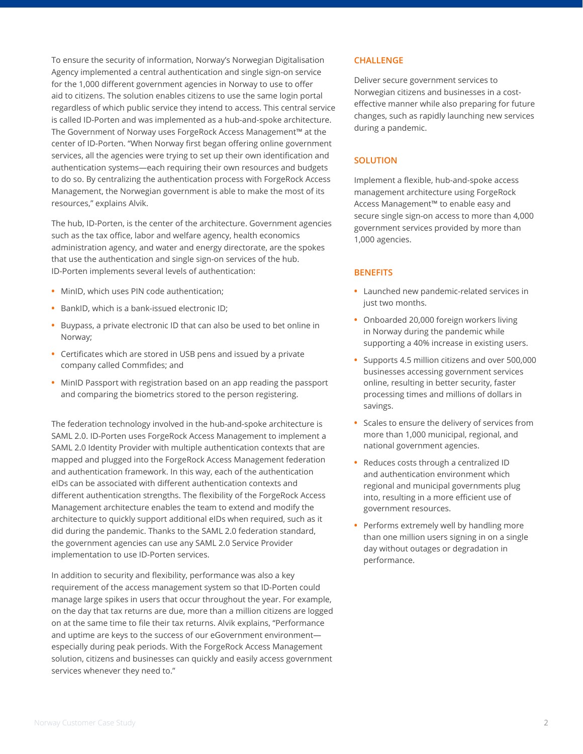To ensure the security of information, Norway's Norwegian Digitalisation Agency implemented a central authentication and single sign-on service for the 1,000 different government agencies in Norway to use to offer aid to citizens. The solution enables citizens to use the same login portal regardless of which public service they intend to access. This central service is called ID-Porten and was implemented as a hub-and-spoke architecture. The Government of Norway uses ForgeRock Access Management™ at the center of ID-Porten. "When Norway first began offering online government services, all the agencies were trying to set up their own identification and authentication systems—each requiring their own resources and budgets to do so. By centralizing the authentication process with ForgeRock Access Management, the Norwegian government is able to make the most of its resources," explains Alvik.

The hub, ID-Porten, is the center of the architecture. Government agencies such as the tax office, labor and welfare agency, health economics administration agency, and water and energy directorate, are the spokes that use the authentication and single sign-on services of the hub. ID-Porten implements several levels of authentication:

- MinID, which uses PIN code authentication;
- BankID, which is a bank-issued electronic ID;
- Buypass, a private electronic ID that can also be used to bet online in Norway;
- Certificates which are stored in USB pens and issued by a private company called Commfides; and
- MinID Passport with registration based on an app reading the passport and comparing the biometrics stored to the person registering.

The federation technology involved in the hub-and-spoke architecture is SAML 2.0. ID-Porten uses ForgeRock Access Management to implement a SAML 2.0 Identity Provider with multiple authentication contexts that are mapped and plugged into the ForgeRock Access Management federation and authentication framework. In this way, each of the authentication eIDs can be associated with different authentication contexts and different authentication strengths. The flexibility of the ForgeRock Access Management architecture enables the team to extend and modify the architecture to quickly support additional eIDs when required, such as it did during the pandemic. Thanks to the SAML 2.0 federation standard, the government agencies can use any SAML 2.0 Service Provider implementation to use ID-Porten services.

In addition to security and flexibility, performance was also a key requirement of the access management system so that ID-Porten could manage large spikes in users that occur throughout the year. For example, on the day that tax returns are due, more than a million citizens are logged on at the same time to file their tax returns. Alvik explains, "Performance and uptime are keys to the success of our eGovernment environment—especially during peak periods. With the ForgeRock Access Management solution, citizens and businesses can quickly and easily access government services whenever they need to."

## CHALLENGE

Deliver secure government services to Norwegian citizens and businesses in a cost-effective manner while also preparing for future changes, such as rapidly launching new services during a pandemic.

## SOLUTION

Implement a flexible, hub-and-spoke access management architecture using ForgeRock Access Management™ to enable easy and secure single sign-on access to more than 4,000 government services provided by more than 1,000 agencies.

## BENEFITS

- Launched new pandemic-related services in just two months.
- Onboarded 20,000 foreign workers living in Norway during the pandemic while supporting a 40% increase in existing users.
- Supports 4.5 million citizens and over 500,000 businesses accessing government services online, resulting in better security, faster processing times and millions of dollars in savings.
- Scales to ensure the delivery of services from more than 1,000 municipal, regional, and national government agencies.
- Reduces costs through a centralized ID and authentication environment which regional and municipal governments plug into, resulting in a more efficient use of government resources.
- Performs extremely well by handling more than one million users signing in on a single day without outages or degradation in performance.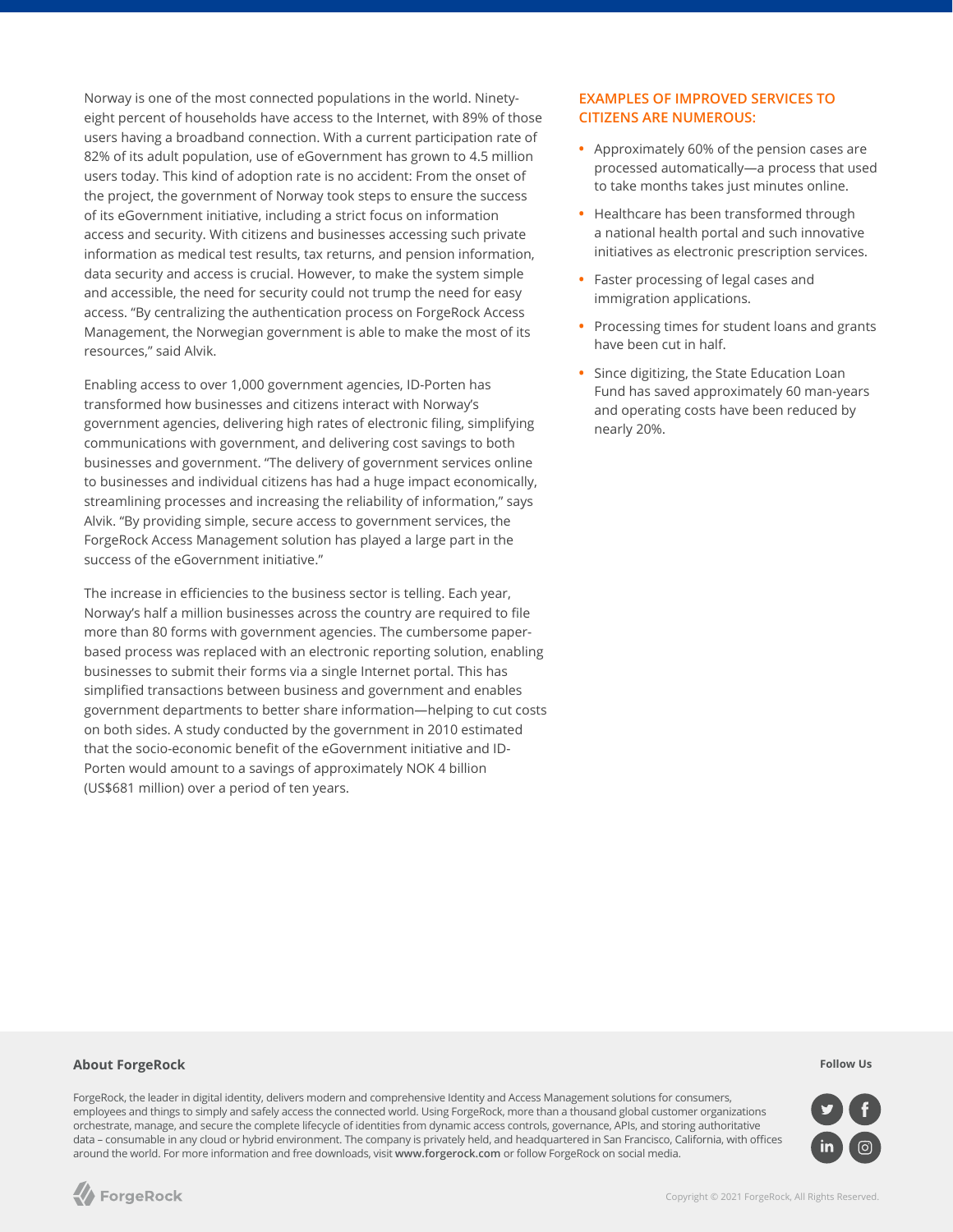Norway is one of the most connected populations in the world. Ninety-eight percent of households have access to the Internet, with 89% of those users having a broadband connection. With a current participation rate of 82% of its adult population, use of eGovernment has grown to 4.5 million users today. This kind of adoption rate is no accident: From the onset of the project, the government of Norway took steps to ensure the success of its eGovernment initiative, including a strict focus on information access and security. With citizens and businesses accessing such private information as medical test results, tax returns, and pension information, data security and access is crucial. However, to make the system simple and accessible, the need for security could not trump the need for easy access. "By centralizing the authentication process on ForgeRock Access Management, the Norwegian government is able to make the most of its resources," said Alvik.

Enabling access to over 1,000 government agencies, ID-Porten has transformed how businesses and citizens interact with Norway's government agencies, delivering high rates of electronic filing, simplifying communications with government, and delivering cost savings to both businesses and government. "The delivery of government services online to businesses and individual citizens has had a huge impact economically, streamlining processes and increasing the reliability of information," says Alvik. "By providing simple, secure access to government services, the ForgeRock Access Management solution has played a large part in the success of the eGovernment initiative."

The increase in efficiencies to the business sector is telling. Each year, Norway's half a million businesses across the country are required to file more than 80 forms with government agencies. The cumbersome paper-based process was replaced with an electronic reporting solution, enabling businesses to submit their forms via a single Internet portal. This has simplified transactions between business and government and enables government departments to better share information—helping to cut costs on both sides. A study conducted by the government in 2010 estimated that the socio-economic benefit of the eGovernment initiative and ID-Porten would amount to a savings of approximately NOK 4 billion (US$681 million) over a period of ten years.

### EXAMPLES OF IMPROVED SERVICES TO CITIZENS ARE NUMEROUS:

- Approximately 60% of the pension cases are processed automatically—a process that used to take months takes just minutes online.
- Healthcare has been transformed through a national health portal and such innovative initiatives as electronic prescription services.
- Faster processing of legal cases and immigration applications.
- Processing times for student loans and grants have been cut in half.
- Since digitizing, the State Education Loan Fund has saved approximately 60 man-years and operating costs have been reduced by nearly 20%.

**About ForgeRock**

ForgeRock, the leader in digital identity, delivers modern and comprehensive Identity and Access Management solutions for consumers, employees and things to simply and safely access the connected world. Using ForgeRock, more than a thousand global customer organizations orchestrate, manage, and secure the complete lifecycle of identities from dynamic access controls, governance, APIs, and storing authoritative data – consumable in any cloud or hybrid environment. The company is privately held, and headquartered in San Francisco, California, with offices around the world. For more information and free downloads, visit **www.forgerock.com** or follow ForgeRock on social media.

**Follow Us**

Copyright © 2021 ForgeRock, All Rights Reserved.